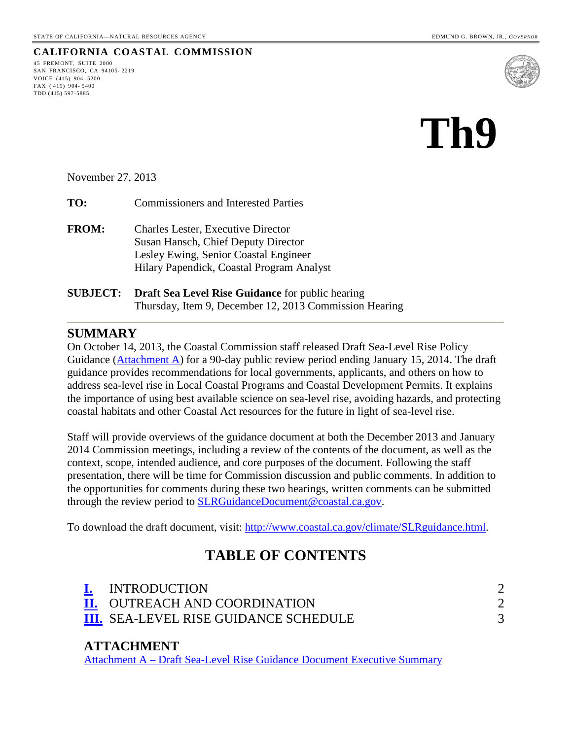STATE OF CALIFORNIA—NATURAL RESOURCES AGENCY

EDMUND G. BROWN, JR., *GOVERNOR*

**CALIFORNIA COASTAL COMMISSION**

45 FREMONT, SUITE 2000
SAN FRANCISCO, CA 94105- 2219
VOICE (415) 904- 5200
FAX ( 415) 904- 5400
TDD (415) 597-5885

# Th9

November 27, 2013

**TO:** Commissioners and Interested Parties

**FROM:** Charles Lester, Executive Director
Susan Hansch, Chief Deputy Director
Lesley Ewing, Senior Coastal Engineer
Hilary Papendick, Coastal Program Analyst

**SUBJECT:** **Draft Sea Level Rise Guidance** for public hearing
Thursday, Item 9, December 12, 2013 Commission Hearing

## SUMMARY

On October 14, 2013, the Coastal Commission staff released Draft Sea-Level Rise Policy Guidance (Attachment A) for a 90-day public review period ending January 15, 2014. The draft guidance provides recommendations for local governments, applicants, and others on how to address sea-level rise in Local Coastal Programs and Coastal Development Permits. It explains the importance of using best available science on sea-level rise, avoiding hazards, and protecting coastal habitats and other Coastal Act resources for the future in light of sea-level rise.

Staff will provide overviews of the guidance document at both the December 2013 and January 2014 Commission meetings, including a review of the contents of the document, as well as the context, scope, intended audience, and core purposes of the document. Following the staff presentation, there will be time for Commission discussion and public comments. In addition to the opportunities for comments during these two hearings, written comments can be submitted through the review period to SLRGuidanceDocument@coastal.ca.gov.

To download the draft document, visit: http://www.coastal.ca.gov/climate/SLRguidance.html.

## TABLE OF CONTENTS

| | | |
|---|---|---|
| **I.** | INTRODUCTION | 2 |
| **II.** | OUTREACH AND COORDINATION | 2 |
| **III.** | SEA-LEVEL RISE GUIDANCE SCHEDULE | 3 |

### ATTACHMENT

Attachment A – Draft Sea-Level Rise Guidance Document Executive Summary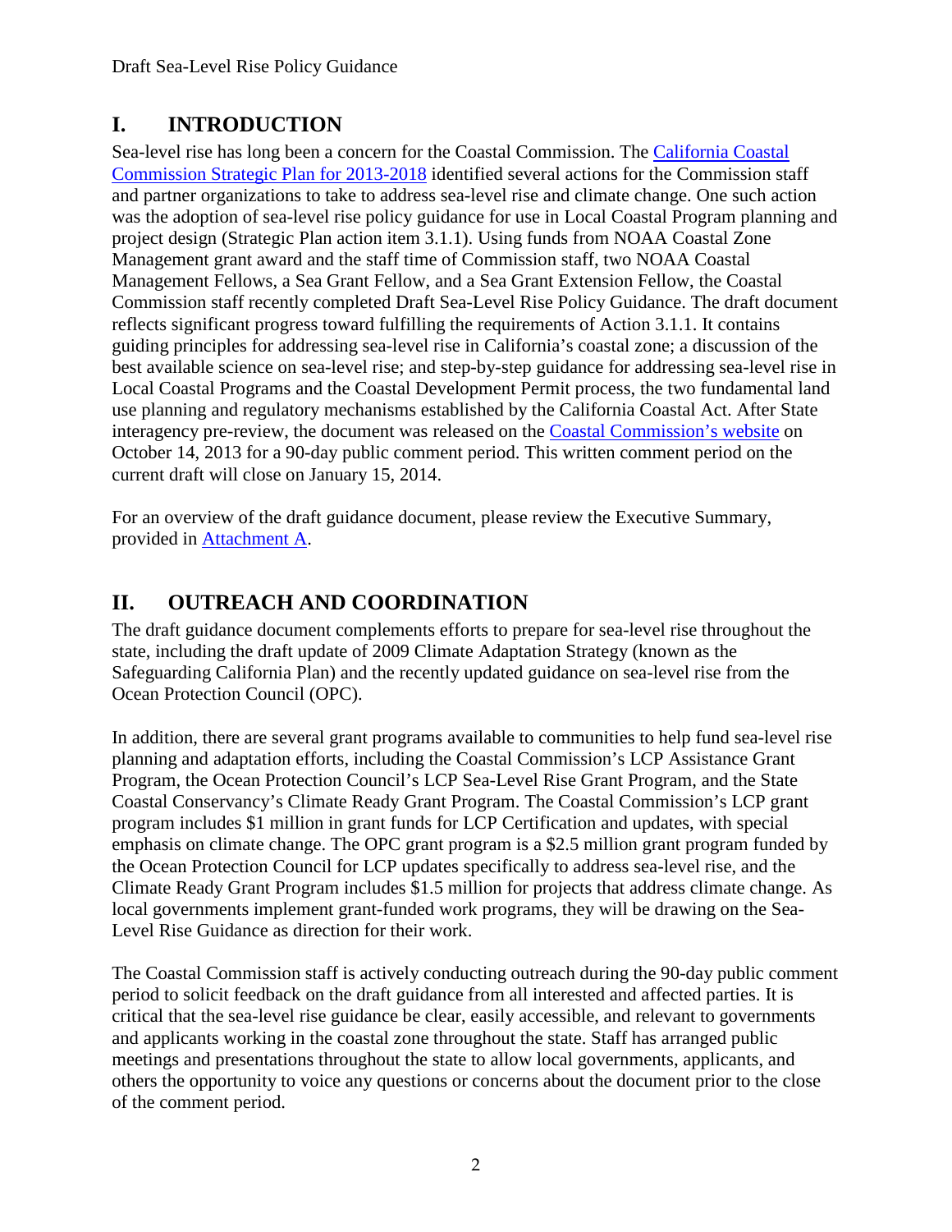## I. INTRODUCTION

Sea-level rise has long been a concern for the Coastal Commission. The California Coastal Commission Strategic Plan for 2013-2018 identified several actions for the Commission staff and partner organizations to take to address sea-level rise and climate change. One such action was the adoption of sea-level rise policy guidance for use in Local Coastal Program planning and project design (Strategic Plan action item 3.1.1). Using funds from NOAA Coastal Zone Management grant award and the staff time of Commission staff, two NOAA Coastal Management Fellows, a Sea Grant Fellow, and a Sea Grant Extension Fellow, the Coastal Commission staff recently completed Draft Sea-Level Rise Policy Guidance. The draft document reflects significant progress toward fulfilling the requirements of Action 3.1.1. It contains guiding principles for addressing sea-level rise in California's coastal zone; a discussion of the best available science on sea-level rise; and step-by-step guidance for addressing sea-level rise in Local Coastal Programs and the Coastal Development Permit process, the two fundamental land use planning and regulatory mechanisms established by the California Coastal Act. After State interagency pre-review, the document was released on the Coastal Commission's website on October 14, 2013 for a 90-day public comment period. This written comment period on the current draft will close on January 15, 2014.

For an overview of the draft guidance document, please review the Executive Summary, provided in Attachment A.

## II. OUTREACH AND COORDINATION

The draft guidance document complements efforts to prepare for sea-level rise throughout the state, including the draft update of 2009 Climate Adaptation Strategy (known as the Safeguarding California Plan) and the recently updated guidance on sea-level rise from the Ocean Protection Council (OPC).

In addition, there are several grant programs available to communities to help fund sea-level rise planning and adaptation efforts, including the Coastal Commission's LCP Assistance Grant Program, the Ocean Protection Council's LCP Sea-Level Rise Grant Program, and the State Coastal Conservancy's Climate Ready Grant Program. The Coastal Commission's LCP grant program includes $1 million in grant funds for LCP Certification and updates, with special emphasis on climate change. The OPC grant program is a $2.5 million grant program funded by the Ocean Protection Council for LCP updates specifically to address sea-level rise, and the Climate Ready Grant Program includes $1.5 million for projects that address climate change. As local governments implement grant-funded work programs, they will be drawing on the Sea-Level Rise Guidance as direction for their work.

The Coastal Commission staff is actively conducting outreach during the 90-day public comment period to solicit feedback on the draft guidance from all interested and affected parties. It is critical that the sea-level rise guidance be clear, easily accessible, and relevant to governments and applicants working in the coastal zone throughout the state. Staff has arranged public meetings and presentations throughout the state to allow local governments, applicants, and others the opportunity to voice any questions or concerns about the document prior to the close of the comment period.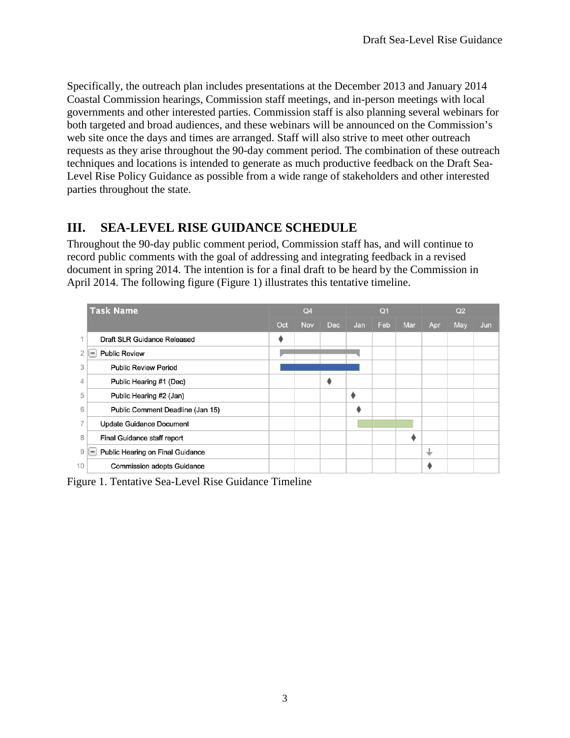Specifically, the outreach plan includes presentations at the December 2013 and January 2014 Coastal Commission hearings, Commission staff meetings, and in-person meetings with local governments and other interested parties. Commission staff is also planning several webinars for both targeted and broad audiences, and these webinars will be announced on the Commission's web site once the days and times are arranged. Staff will also strive to meet other outreach requests as they arise throughout the 90-day comment period. The combination of these outreach techniques and locations is intended to generate as much productive feedback on the Draft Sea-Level Rise Policy Guidance as possible from a wide range of stakeholders and other interested parties throughout the state.

## III. SEA-LEVEL RISE GUIDANCE SCHEDULE

Throughout the 90-day public comment period, Commission staff has, and will continue to record public comments with the goal of addressing and integrating feedback in a revised document in spring 2014. The intention is for a final draft to be heard by the Commission in April 2014. The following figure (Figure 1) illustrates this tentative timeline.

| | Task Name | Q4 | | | Q1 | | | Q2 | | |
|---|---|---|---|---|---|---|---|---|---|---|
| | | Oct | Nov | Dec | Jan | Feb | Mar | Apr | May | Jun |
| 1 | Draft SLR Guidance Released | ◆ | | | | | | | | |
| 2 | Public Review | ▬ | ▬ | ▬ | | | | | | |
| 3 | Public Review Period | ▬ | ▬ | ▬ | | | | | | |
| 4 | Public Hearing #1 (Dec) | | | ◆ | | | | | | |
| 5 | Public Hearing #2 (Jan) | | | | ◆ | | | | | |
| 6 | Public Comment Deadline (Jan 15) | | | | ◆ | | | | | |
| 7 | Update Guidance Document | | | | ▬ | ▬ | ▬ | | | |
| 8 | Final Guidance staff report | | | | | | ◆ | | | |
| 9 | Public Hearing on Final Guidance | | | | | | | ↓ | | |
| 10 | Commission adopts Guidance | | | | | | | ◆ | | |

Figure 1. Tentative Sea-Level Rise Guidance Timeline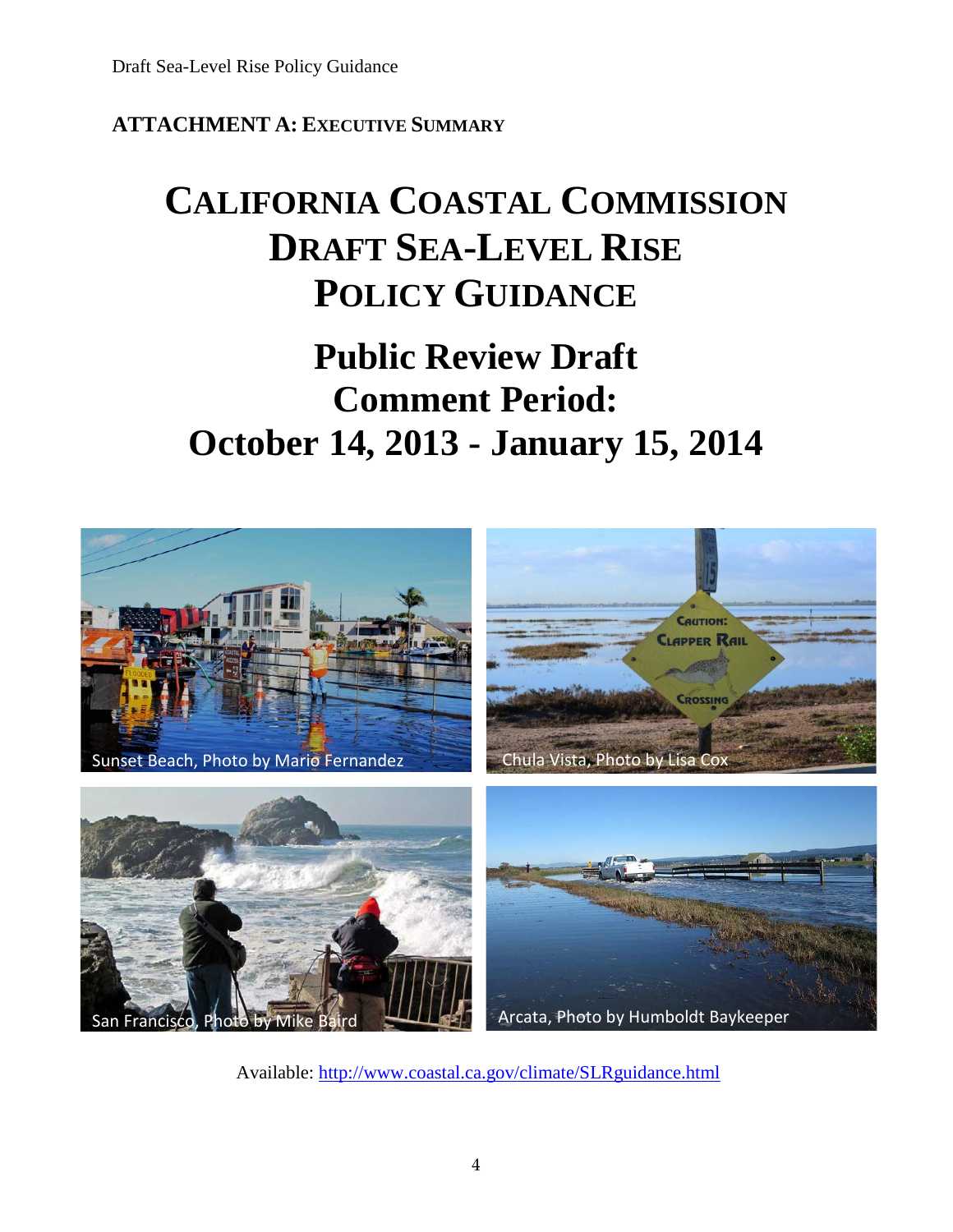**ATTACHMENT A: EXECUTIVE SUMMARY**

# CALIFORNIA COASTAL COMMISSION DRAFT SEA-LEVEL RISE POLICY GUIDANCE

## Public Review Draft Comment Period: October 14, 2013 - January 15, 2014

Sunset Beach, Photo by Mario Fernandez

Chula Vista, Photo by Lisa Cox

San Francisco, Photo by Mike Baird

Arcata, Photo by Humboldt Baykeeper

Available: http://www.coastal.ca.gov/climate/SLRguidance.html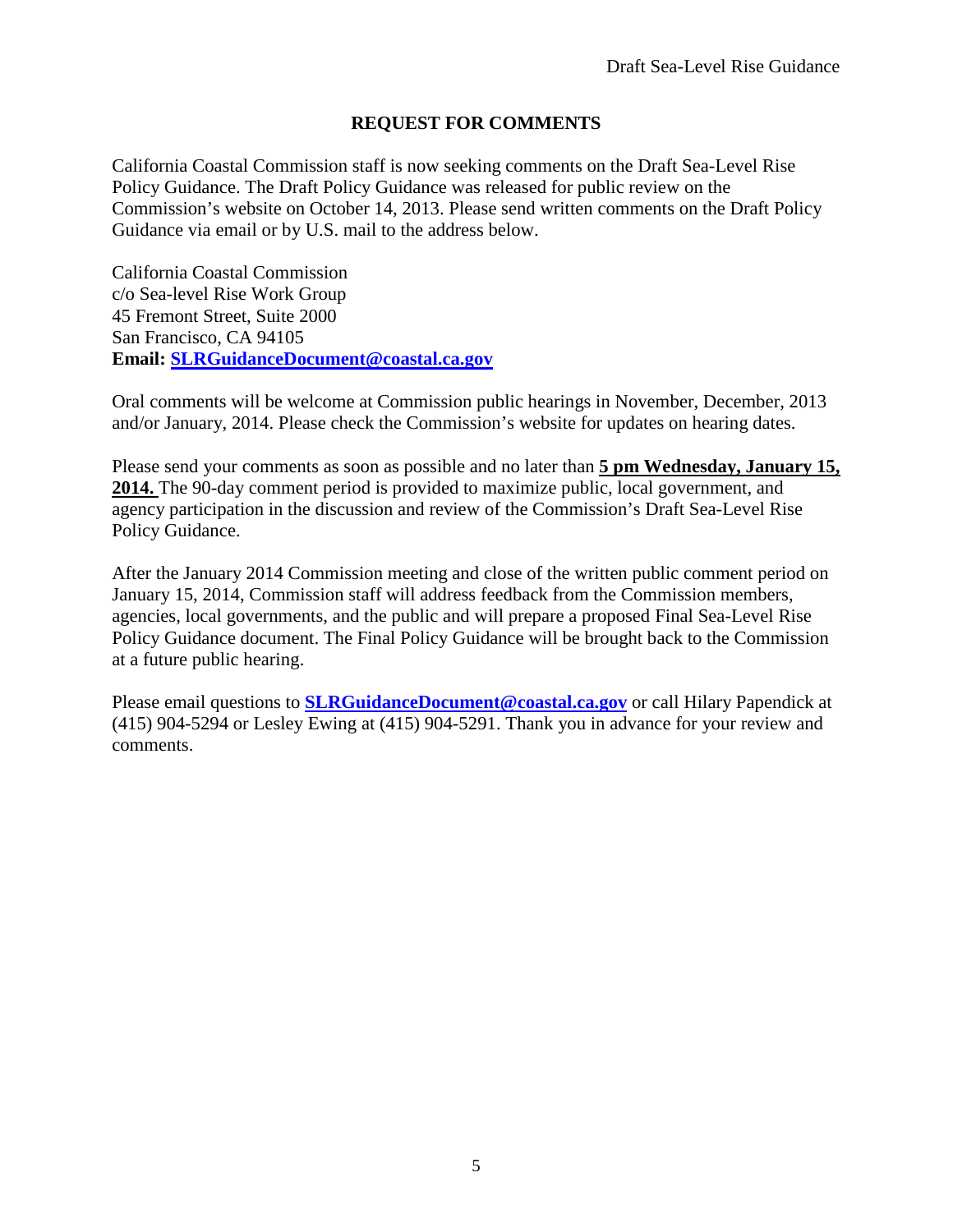## REQUEST FOR COMMENTS

California Coastal Commission staff is now seeking comments on the Draft Sea-Level Rise Policy Guidance. The Draft Policy Guidance was released for public review on the Commission's website on October 14, 2013. Please send written comments on the Draft Policy Guidance via email or by U.S. mail to the address below.

California Coastal Commission  
c/o Sea-level Rise Work Group  
45 Fremont Street, Suite 2000  
San Francisco, CA 94105  
**Email: SLRGuidanceDocument@coastal.ca.gov**

Oral comments will be welcome at Commission public hearings in November, December, 2013 and/or January, 2014. Please check the Commission's website for updates on hearing dates.

Please send your comments as soon as possible and no later than **5 pm Wednesday, January 15, 2014.** The 90-day comment period is provided to maximize public, local government, and agency participation in the discussion and review of the Commission's Draft Sea-Level Rise Policy Guidance.

After the January 2014 Commission meeting and close of the written public comment period on January 15, 2014, Commission staff will address feedback from the Commission members, agencies, local governments, and the public and will prepare a proposed Final Sea-Level Rise Policy Guidance document. The Final Policy Guidance will be brought back to the Commission at a future public hearing.

Please email questions to **SLRGuidanceDocument@coastal.ca.gov** or call Hilary Papendick at (415) 904-5294 or Lesley Ewing at (415) 904-5291. Thank you in advance for your review and comments.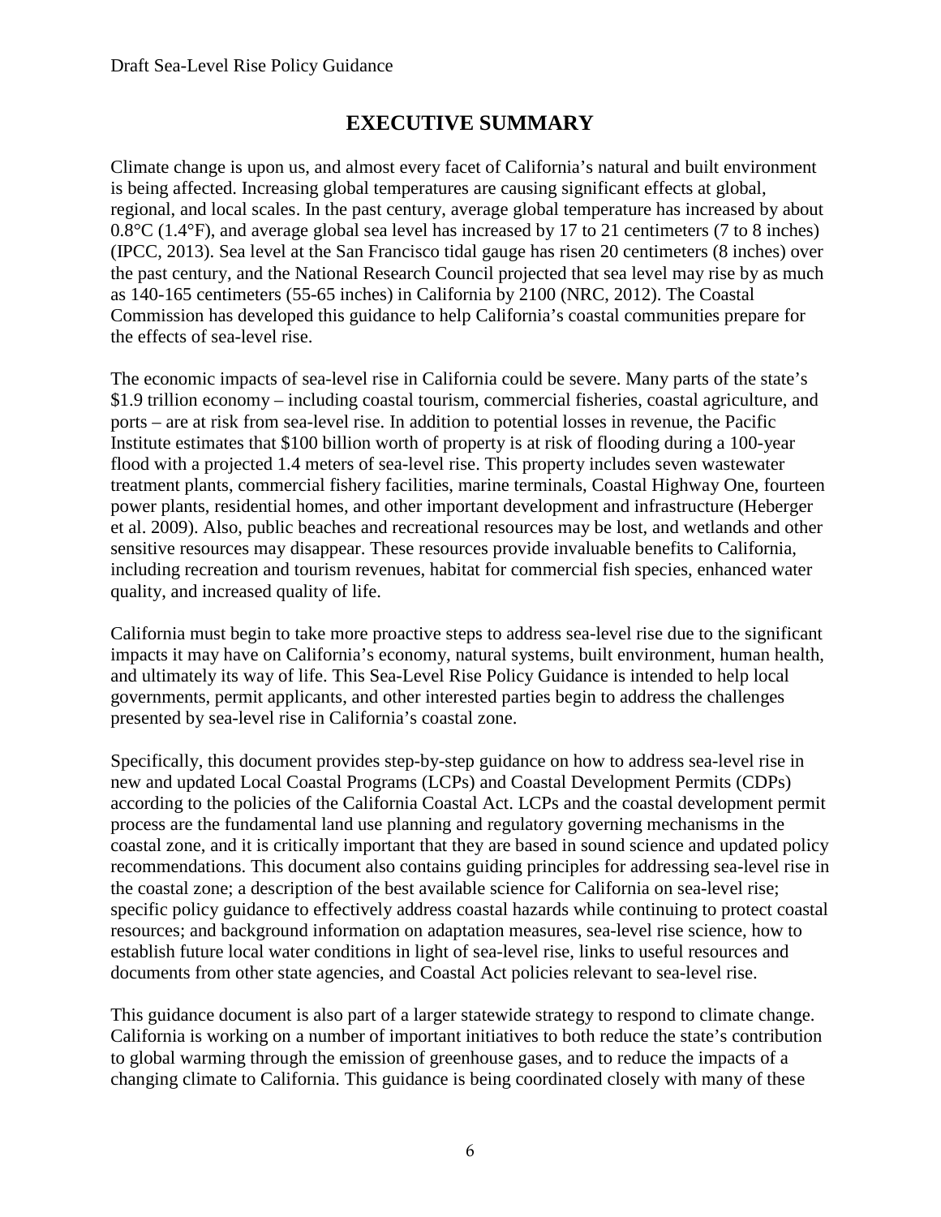# EXECUTIVE SUMMARY

Climate change is upon us, and almost every facet of California's natural and built environment is being affected. Increasing global temperatures are causing significant effects at global, regional, and local scales. In the past century, average global temperature has increased by about 0.8°C (1.4°F), and average global sea level has increased by 17 to 21 centimeters (7 to 8 inches) (IPCC, 2013). Sea level at the San Francisco tidal gauge has risen 20 centimeters (8 inches) over the past century, and the National Research Council projected that sea level may rise by as much as 140-165 centimeters (55-65 inches) in California by 2100 (NRC, 2012). The Coastal Commission has developed this guidance to help California's coastal communities prepare for the effects of sea-level rise.

The economic impacts of sea-level rise in California could be severe. Many parts of the state's $1.9 trillion economy – including coastal tourism, commercial fisheries, coastal agriculture, and ports – are at risk from sea-level rise. In addition to potential losses in revenue, the Pacific Institute estimates that $100 billion worth of property is at risk of flooding during a 100-year flood with a projected 1.4 meters of sea-level rise. This property includes seven wastewater treatment plants, commercial fishery facilities, marine terminals, Coastal Highway One, fourteen power plants, residential homes, and other important development and infrastructure (Heberger et al. 2009). Also, public beaches and recreational resources may be lost, and wetlands and other sensitive resources may disappear. These resources provide invaluable benefits to California, including recreation and tourism revenues, habitat for commercial fish species, enhanced water quality, and increased quality of life.

California must begin to take more proactive steps to address sea-level rise due to the significant impacts it may have on California's economy, natural systems, built environment, human health, and ultimately its way of life. This Sea-Level Rise Policy Guidance is intended to help local governments, permit applicants, and other interested parties begin to address the challenges presented by sea-level rise in California's coastal zone.

Specifically, this document provides step-by-step guidance on how to address sea-level rise in new and updated Local Coastal Programs (LCPs) and Coastal Development Permits (CDPs) according to the policies of the California Coastal Act. LCPs and the coastal development permit process are the fundamental land use planning and regulatory governing mechanisms in the coastal zone, and it is critically important that they are based in sound science and updated policy recommendations. This document also contains guiding principles for addressing sea-level rise in the coastal zone; a description of the best available science for California on sea-level rise; specific policy guidance to effectively address coastal hazards while continuing to protect coastal resources; and background information on adaptation measures, sea-level rise science, how to establish future local water conditions in light of sea-level rise, links to useful resources and documents from other state agencies, and Coastal Act policies relevant to sea-level rise.

This guidance document is also part of a larger statewide strategy to respond to climate change. California is working on a number of important initiatives to both reduce the state's contribution to global warming through the emission of greenhouse gases, and to reduce the impacts of a changing climate to California. This guidance is being coordinated closely with many of these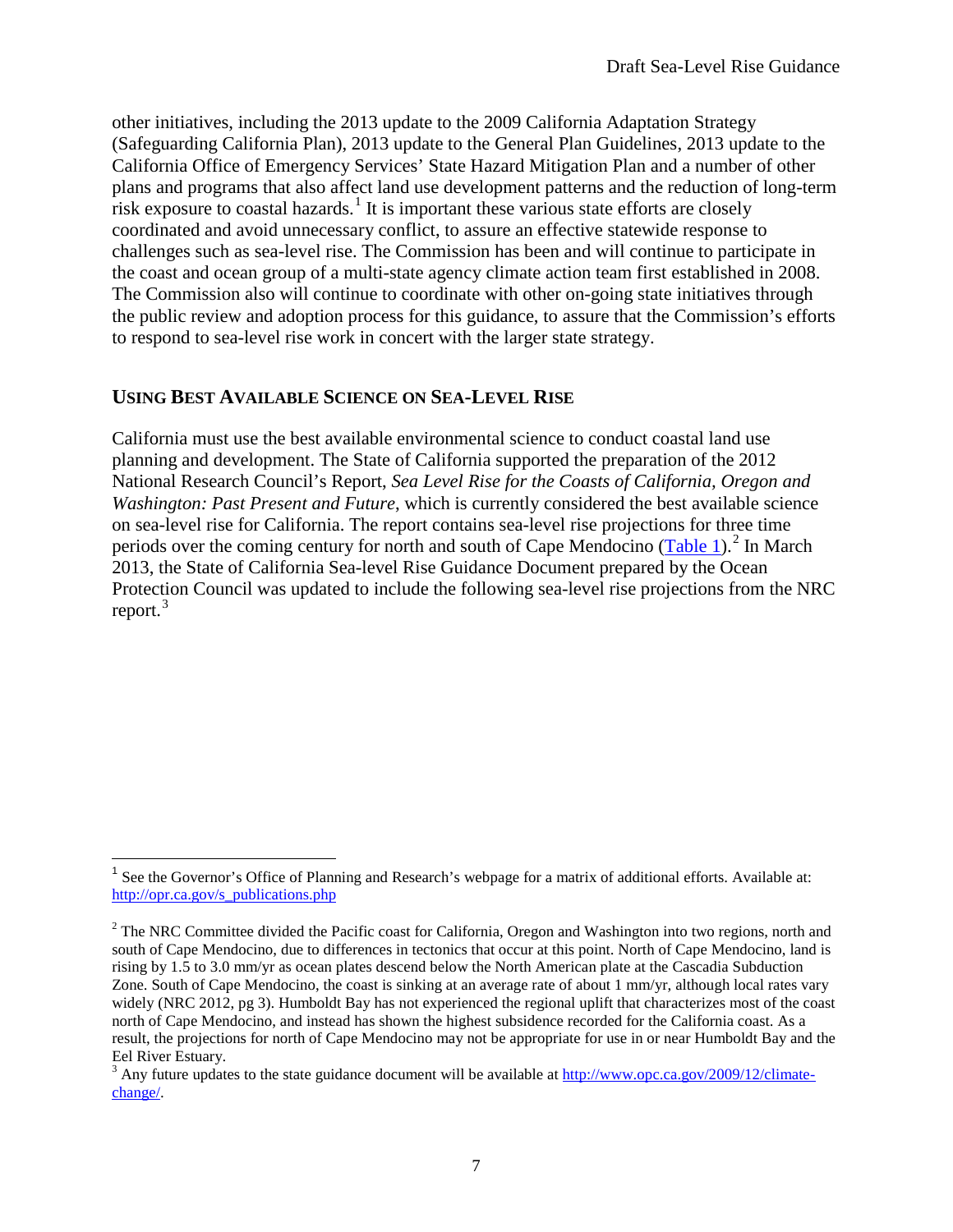other initiatives, including the 2013 update to the 2009 California Adaptation Strategy (Safeguarding California Plan), 2013 update to the General Plan Guidelines, 2013 update to the California Office of Emergency Services' State Hazard Mitigation Plan and a number of other plans and programs that also affect land use development patterns and the reduction of long-term risk exposure to coastal hazards.[1] It is important these various state efforts are closely coordinated and avoid unnecessary conflict, to assure an effective statewide response to challenges such as sea-level rise. The Commission has been and will continue to participate in the coast and ocean group of a multi-state agency climate action team first established in 2008. The Commission also will continue to coordinate with other on-going state initiatives through the public review and adoption process for this guidance, to assure that the Commission's efforts to respond to sea-level rise work in concert with the larger state strategy.

## USING BEST AVAILABLE SCIENCE ON SEA-LEVEL RISE

California must use the best available environmental science to conduct coastal land use planning and development. The State of California supported the preparation of the 2012 National Research Council's Report, *Sea Level Rise for the Coasts of California, Oregon and Washington: Past Present and Future*, which is currently considered the best available science on sea-level rise for California. The report contains sea-level rise projections for three time periods over the coming century for north and south of Cape Mendocino (Table 1).[2] In March 2013, the State of California Sea-level Rise Guidance Document prepared by the Ocean Protection Council was updated to include the following sea-level rise projections from the NRC report.[3]

---

[1] See the Governor's Office of Planning and Research's webpage for a matrix of additional efforts. Available at: http://opr.ca.gov/s_publications.php

[2] The NRC Committee divided the Pacific coast for California, Oregon and Washington into two regions, north and south of Cape Mendocino, due to differences in tectonics that occur at this point. North of Cape Mendocino, land is rising by 1.5 to 3.0 mm/yr as ocean plates descend below the North American plate at the Cascadia Subduction Zone. South of Cape Mendocino, the coast is sinking at an average rate of about 1 mm/yr, although local rates vary widely (NRC 2012, pg 3). Humboldt Bay has not experienced the regional uplift that characterizes most of the coast north of Cape Mendocino, and instead has shown the highest subsidence recorded for the California coast. As a result, the projections for north of Cape Mendocino may not be appropriate for use in or near Humboldt Bay and the Eel River Estuary.

[3] Any future updates to the state guidance document will be available at http://www.opc.ca.gov/2009/12/climate-change/.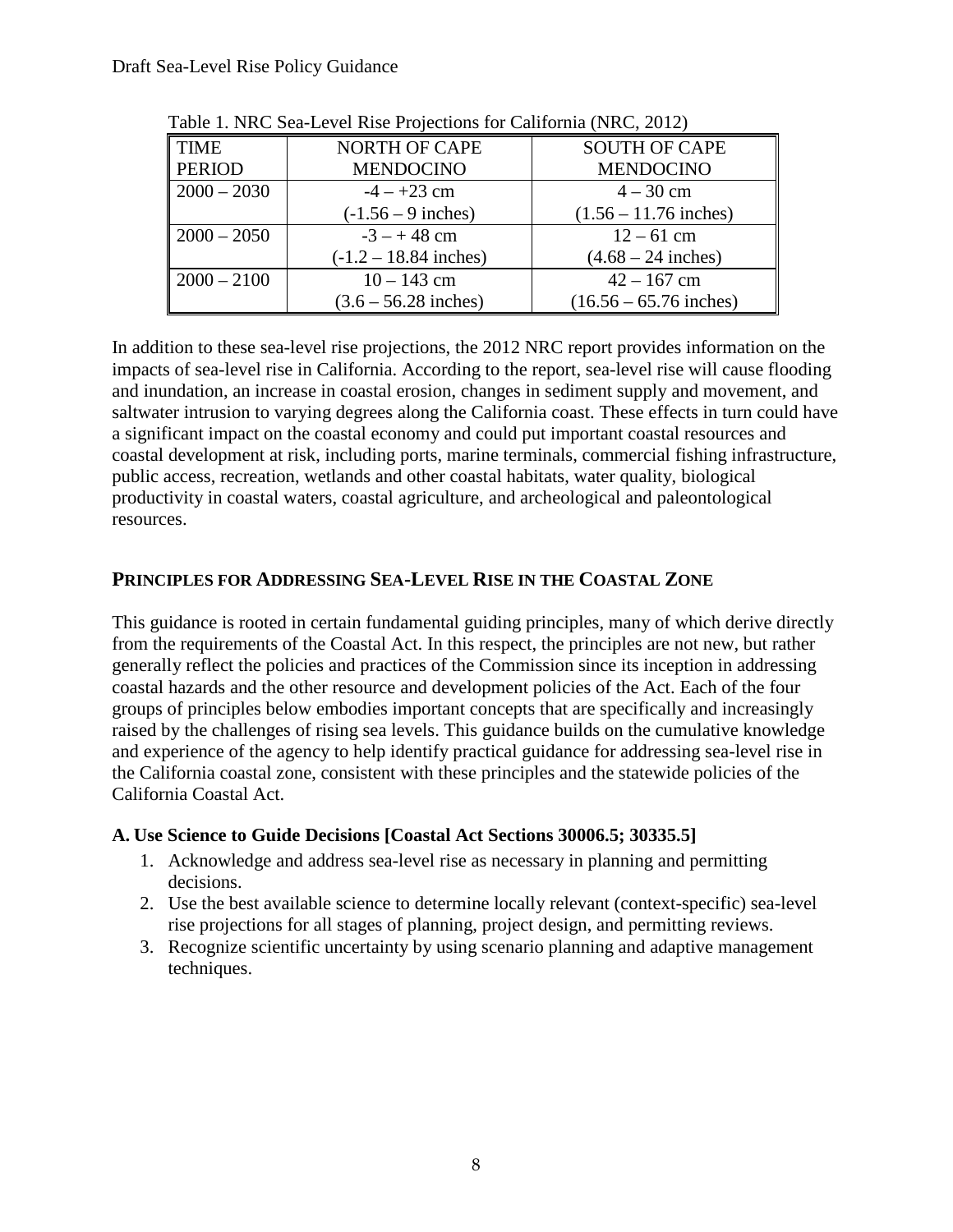Table 1. NRC Sea-Level Rise Projections for California (NRC, 2012)

| TIME PERIOD | NORTH OF CAPE MENDOCINO | SOUTH OF CAPE MENDOCINO |
|---|---|---|
| 2000 – 2030 | -4 – +23 cm (-1.56 – 9 inches) | 4 – 30 cm (1.56 – 11.76 inches) |
| 2000 – 2050 | -3 – + 48 cm (-1.2 – 18.84 inches) | 12 – 61 cm (4.68 – 24 inches) |
| 2000 – 2100 | 10 – 143 cm (3.6 – 56.28 inches) | 42 – 167 cm (16.56 – 65.76 inches) |

In addition to these sea-level rise projections, the 2012 NRC report provides information on the impacts of sea-level rise in California. According to the report, sea-level rise will cause flooding and inundation, an increase in coastal erosion, changes in sediment supply and movement, and saltwater intrusion to varying degrees along the California coast. These effects in turn could have a significant impact on the coastal economy and could put important coastal resources and coastal development at risk, including ports, marine terminals, commercial fishing infrastructure, public access, recreation, wetlands and other coastal habitats, water quality, biological productivity in coastal waters, coastal agriculture, and archeological and paleontological resources.

## PRINCIPLES FOR ADDRESSING SEA-LEVEL RISE IN THE COASTAL ZONE

This guidance is rooted in certain fundamental guiding principles, many of which derive directly from the requirements of the Coastal Act. In this respect, the principles are not new, but rather generally reflect the policies and practices of the Commission since its inception in addressing coastal hazards and the other resource and development policies of the Act. Each of the four groups of principles below embodies important concepts that are specifically and increasingly raised by the challenges of rising sea levels. This guidance builds on the cumulative knowledge and experience of the agency to help identify practical guidance for addressing sea-level rise in the California coastal zone, consistent with these principles and the statewide policies of the California Coastal Act.

### A. Use Science to Guide Decisions [Coastal Act Sections 30006.5; 30335.5]

1. Acknowledge and address sea-level rise as necessary in planning and permitting decisions.
2. Use the best available science to determine locally relevant (context-specific) sea-level rise projections for all stages of planning, project design, and permitting reviews.
3. Recognize scientific uncertainty by using scenario planning and adaptive management techniques.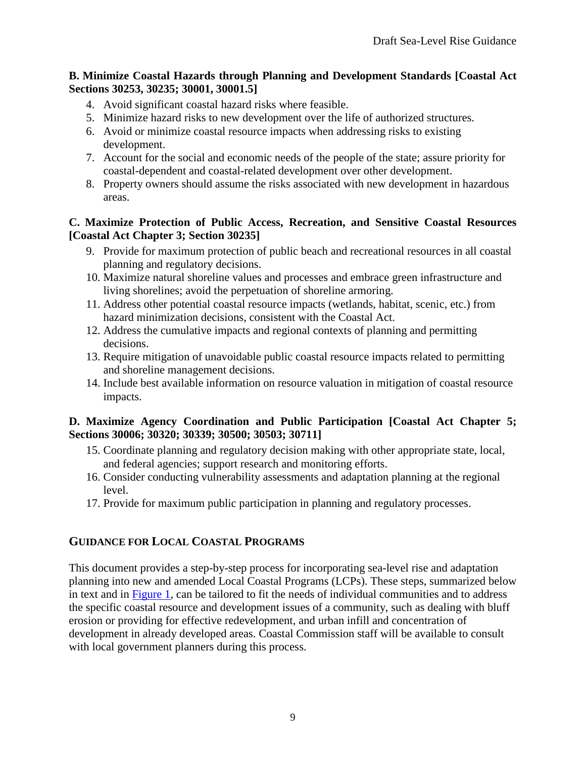**B. Minimize Coastal Hazards through Planning and Development Standards [Coastal Act Sections 30253, 30235; 30001, 30001.5]**

4. Avoid significant coastal hazard risks where feasible.
5. Minimize hazard risks to new development over the life of authorized structures.
6. Avoid or minimize coastal resource impacts when addressing risks to existing development.
7. Account for the social and economic needs of the people of the state; assure priority for coastal-dependent and coastal-related development over other development.
8. Property owners should assume the risks associated with new development in hazardous areas.

**C. Maximize Protection of Public Access, Recreation, and Sensitive Coastal Resources [Coastal Act Chapter 3; Section 30235]**

9. Provide for maximum protection of public beach and recreational resources in all coastal planning and regulatory decisions.
10. Maximize natural shoreline values and processes and embrace green infrastructure and living shorelines; avoid the perpetuation of shoreline armoring.
11. Address other potential coastal resource impacts (wetlands, habitat, scenic, etc.) from hazard minimization decisions, consistent with the Coastal Act.
12. Address the cumulative impacts and regional contexts of planning and permitting decisions.
13. Require mitigation of unavoidable public coastal resource impacts related to permitting and shoreline management decisions.
14. Include best available information on resource valuation in mitigation of coastal resource impacts.

**D. Maximize Agency Coordination and Public Participation [Coastal Act Chapter 5; Sections 30006; 30320; 30339; 30500; 30503; 30711]**

15. Coordinate planning and regulatory decision making with other appropriate state, local, and federal agencies; support research and monitoring efforts.
16. Consider conducting vulnerability assessments and adaptation planning at the regional level.
17. Provide for maximum public participation in planning and regulatory processes.

## GUIDANCE FOR LOCAL COASTAL PROGRAMS

This document provides a step-by-step process for incorporating sea-level rise and adaptation planning into new and amended Local Coastal Programs (LCPs). These steps, summarized below in text and in Figure 1, can be tailored to fit the needs of individual communities and to address the specific coastal resource and development issues of a community, such as dealing with bluff erosion or providing for effective redevelopment, and urban infill and concentration of development in already developed areas. Coastal Commission staff will be available to consult with local government planners during this process.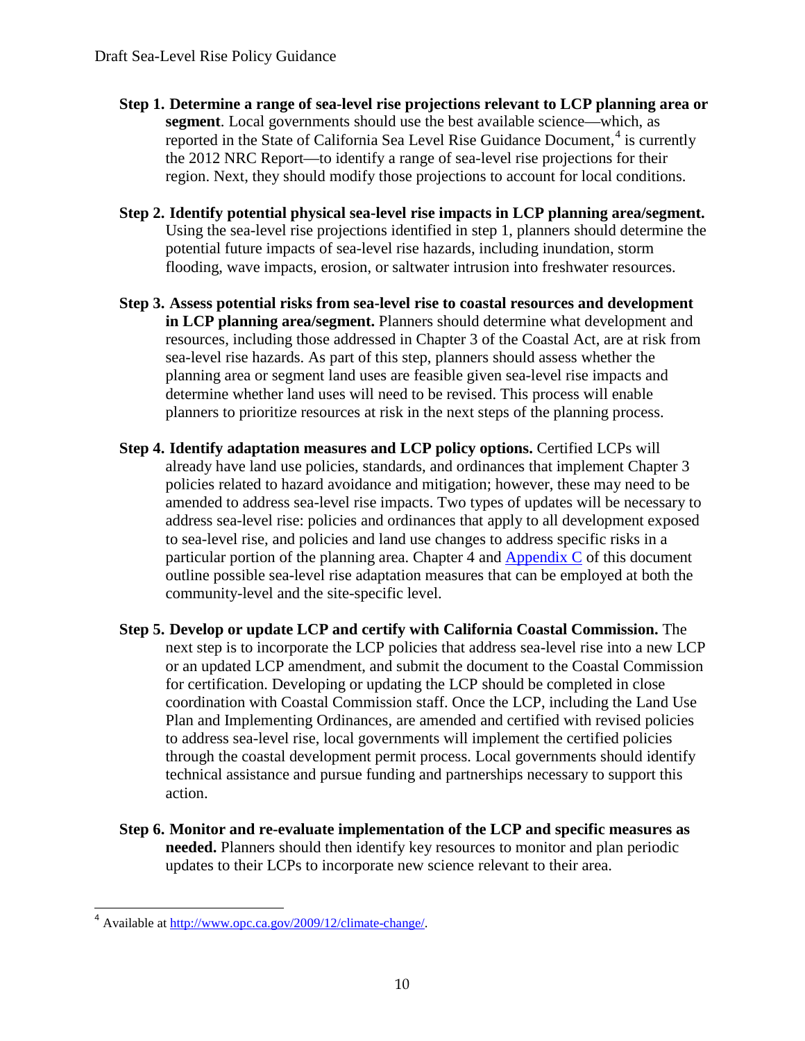**Step 1. Determine a range of sea-level rise projections relevant to LCP planning area or segment**. Local governments should use the best available science—which, as reported in the State of California Sea Level Rise Guidance Document,[4] is currently the 2012 NRC Report—to identify a range of sea-level rise projections for their region. Next, they should modify those projections to account for local conditions.

**Step 2. Identify potential physical sea-level rise impacts in LCP planning area/segment.** Using the sea-level rise projections identified in step 1, planners should determine the potential future impacts of sea-level rise hazards, including inundation, storm flooding, wave impacts, erosion, or saltwater intrusion into freshwater resources.

**Step 3. Assess potential risks from sea-level rise to coastal resources and development in LCP planning area/segment.** Planners should determine what development and resources, including those addressed in Chapter 3 of the Coastal Act, are at risk from sea-level rise hazards. As part of this step, planners should assess whether the planning area or segment land uses are feasible given sea-level rise impacts and determine whether land uses will need to be revised. This process will enable planners to prioritize resources at risk in the next steps of the planning process.

**Step 4. Identify adaptation measures and LCP policy options.** Certified LCPs will already have land use policies, standards, and ordinances that implement Chapter 3 policies related to hazard avoidance and mitigation; however, these may need to be amended to address sea-level rise impacts. Two types of updates will be necessary to address sea-level rise: policies and ordinances that apply to all development exposed to sea-level rise, and policies and land use changes to address specific risks in a particular portion of the planning area. Chapter 4 and Appendix C of this document outline possible sea-level rise adaptation measures that can be employed at both the community-level and the site-specific level.

**Step 5. Develop or update LCP and certify with California Coastal Commission.** The next step is to incorporate the LCP policies that address sea-level rise into a new LCP or an updated LCP amendment, and submit the document to the Coastal Commission for certification. Developing or updating the LCP should be completed in close coordination with Coastal Commission staff. Once the LCP, including the Land Use Plan and Implementing Ordinances, are amended and certified with revised policies to address sea-level rise, local governments will implement the certified policies through the coastal development permit process. Local governments should identify technical assistance and pursue funding and partnerships necessary to support this action.

**Step 6. Monitor and re-evaluate implementation of the LCP and specific measures as needed.** Planners should then identify key resources to monitor and plan periodic updates to their LCPs to incorporate new science relevant to their area.

---

[4] Available at http://www.opc.ca.gov/2009/12/climate-change/.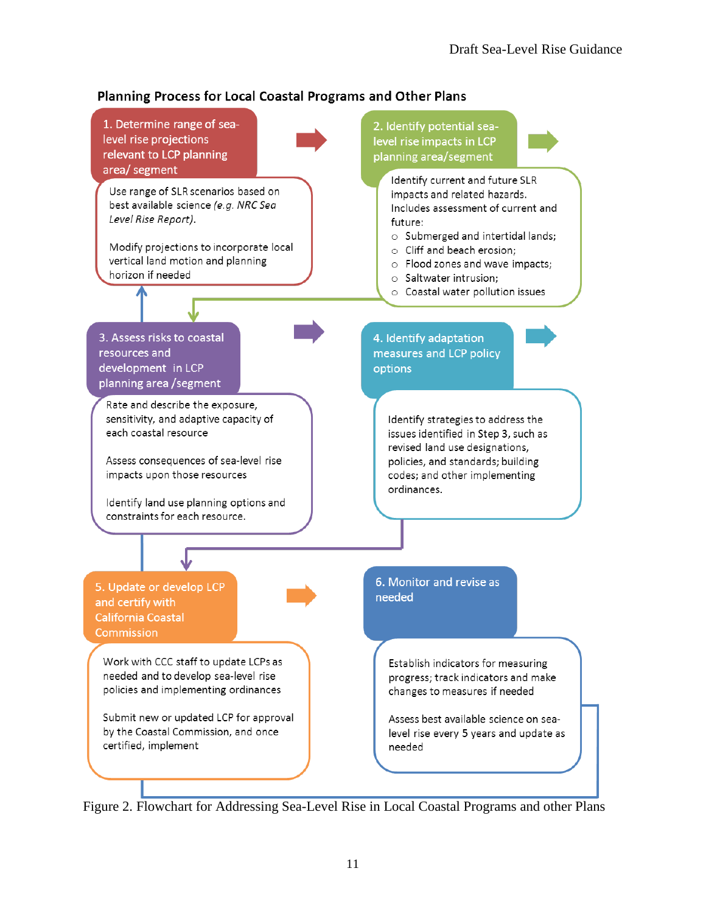## Planning Process for Local Coastal Programs and Other Plans

**1. Determine range of sea-level rise projections relevant to LCP planning area/ segment**

Use range of SLR scenarios based on best available science *(e.g. NRC Sea Level Rise Report)*.

Modify projections to incorporate local vertical land motion and planning horizon if needed

**2. Identify potential sea-level rise impacts in LCP planning area/segment**

Identify current and future SLR impacts and related hazards. Includes assessment of current and future:

- Submerged and intertidal lands;
- Cliff and beach erosion;
- Flood zones and wave impacts;
- Saltwater intrusion;
- Coastal water pollution issues

**3. Assess risks to coastal resources and development in LCP planning area /segment**

Rate and describe the exposure, sensitivity, and adaptive capacity of each coastal resource

Assess consequences of sea-level rise impacts upon those resources

Identify land use planning options and constraints for each resource.

**4. Identify adaptation measures and LCP policy options**

Identify strategies to address the issues identified in Step 3, such as revised land use designations, policies, and standards; building codes; and other implementing ordinances.

**5. Update or develop LCP and certify with California Coastal Commission**

Work with CCC staff to update LCPs as needed and to develop sea-level rise policies and implementing ordinances

Submit new or updated LCP for approval by the Coastal Commission, and once certified, implement

**6. Monitor and revise as needed**

Establish indicators for measuring progress; track indicators and make changes to measures if needed

Assess best available science on sea-level rise every 5 years and update as needed

Figure 2. Flowchart for Addressing Sea-Level Rise in Local Coastal Programs and other Plans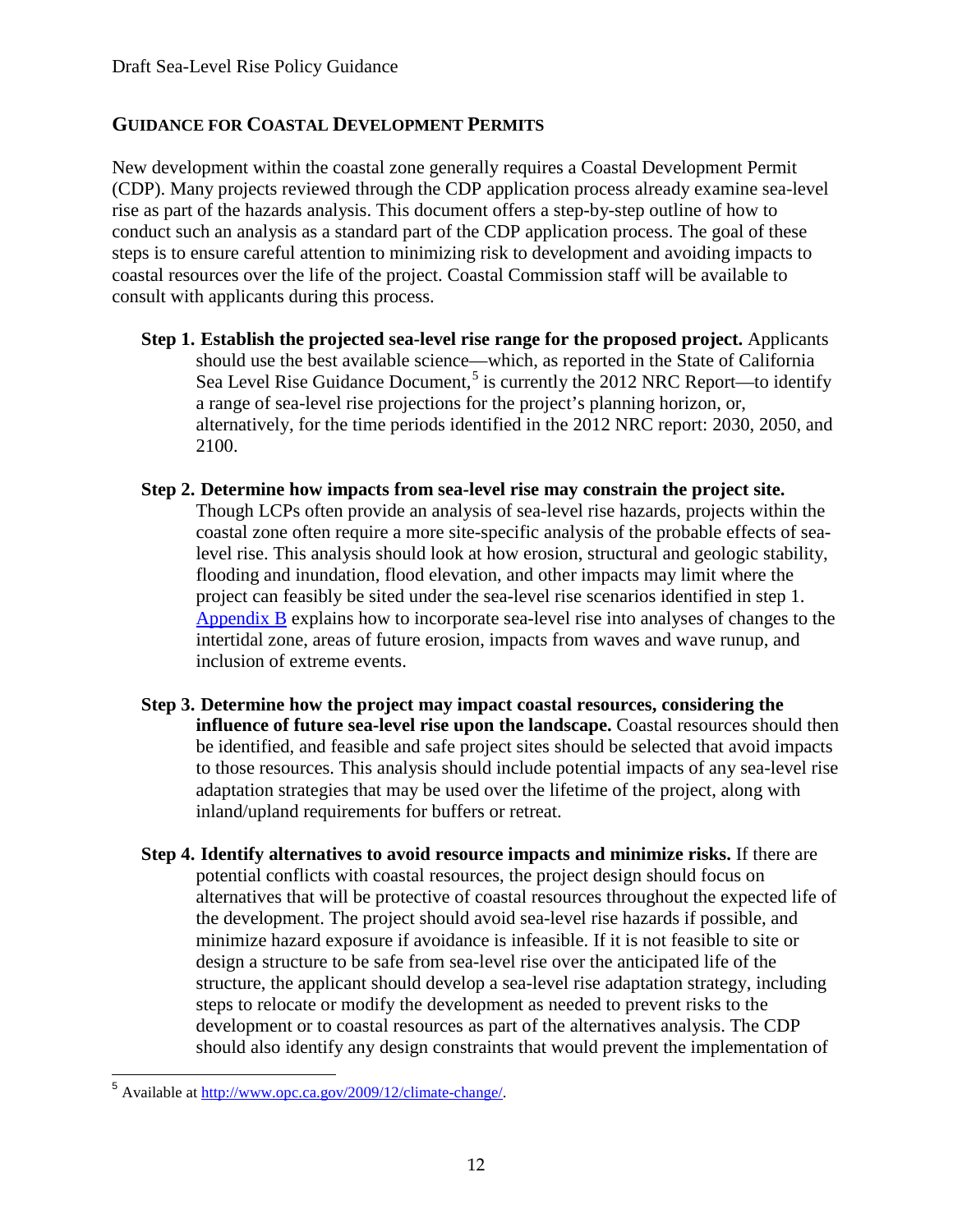## GUIDANCE FOR COASTAL DEVELOPMENT PERMITS

New development within the coastal zone generally requires a Coastal Development Permit (CDP). Many projects reviewed through the CDP application process already examine sea-level rise as part of the hazards analysis. This document offers a step-by-step outline of how to conduct such an analysis as a standard part of the CDP application process. The goal of these steps is to ensure careful attention to minimizing risk to development and avoiding impacts to coastal resources over the life of the project. Coastal Commission staff will be available to consult with applicants during this process.

**Step 1. Establish the projected sea-level rise range for the proposed project.** Applicants should use the best available science—which, as reported in the State of California Sea Level Rise Guidance Document,[5] is currently the 2012 NRC Report—to identify a range of sea-level rise projections for the project's planning horizon, or, alternatively, for the time periods identified in the 2012 NRC report: 2030, 2050, and 2100.

**Step 2. Determine how impacts from sea-level rise may constrain the project site.** Though LCPs often provide an analysis of sea-level rise hazards, projects within the coastal zone often require a more site-specific analysis of the probable effects of sea-level rise. This analysis should look at how erosion, structural and geologic stability, flooding and inundation, flood elevation, and other impacts may limit where the project can feasibly be sited under the sea-level rise scenarios identified in step 1. Appendix B explains how to incorporate sea-level rise into analyses of changes to the intertidal zone, areas of future erosion, impacts from waves and wave runup, and inclusion of extreme events.

**Step 3. Determine how the project may impact coastal resources, considering the influence of future sea-level rise upon the landscape.** Coastal resources should then be identified, and feasible and safe project sites should be selected that avoid impacts to those resources. This analysis should include potential impacts of any sea-level rise adaptation strategies that may be used over the lifetime of the project, along with inland/upland requirements for buffers or retreat.

**Step 4. Identify alternatives to avoid resource impacts and minimize risks.** If there are potential conflicts with coastal resources, the project design should focus on alternatives that will be protective of coastal resources throughout the expected life of the development. The project should avoid sea-level rise hazards if possible, and minimize hazard exposure if avoidance is infeasible. If it is not feasible to site or design a structure to be safe from sea-level rise over the anticipated life of the structure, the applicant should develop a sea-level rise adaptation strategy, including steps to relocate or modify the development as needed to prevent risks to the development or to coastal resources as part of the alternatives analysis. The CDP should also identify any design constraints that would prevent the implementation of

[5] Available at http://www.opc.ca.gov/2009/12/climate-change/.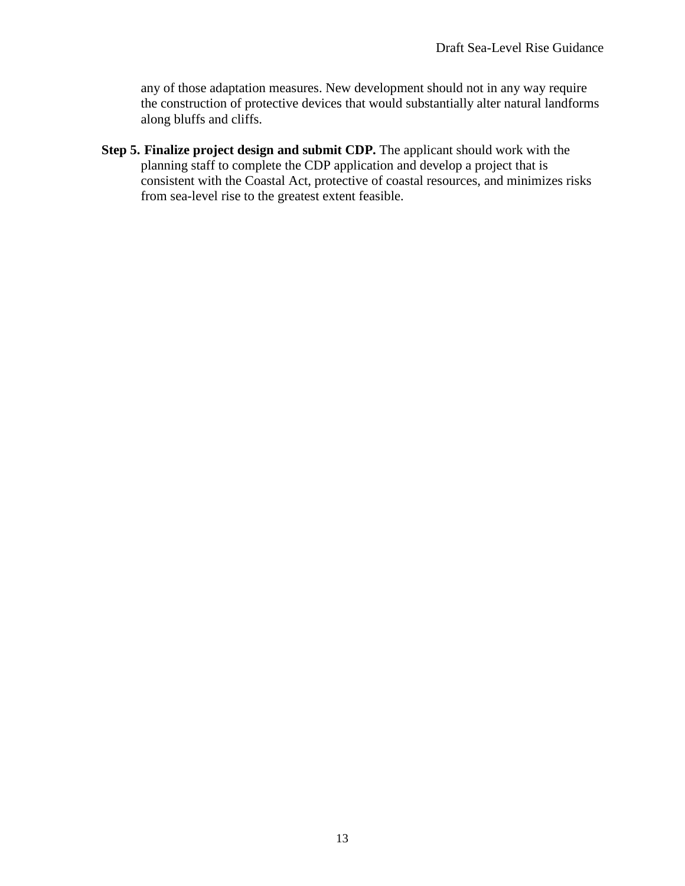any of those adaptation measures. New development should not in any way require the construction of protective devices that would substantially alter natural landforms along bluffs and cliffs.

**Step 5. Finalize project design and submit CDP.** The applicant should work with the planning staff to complete the CDP application and develop a project that is consistent with the Coastal Act, protective of coastal resources, and minimizes risks from sea-level rise to the greatest extent feasible.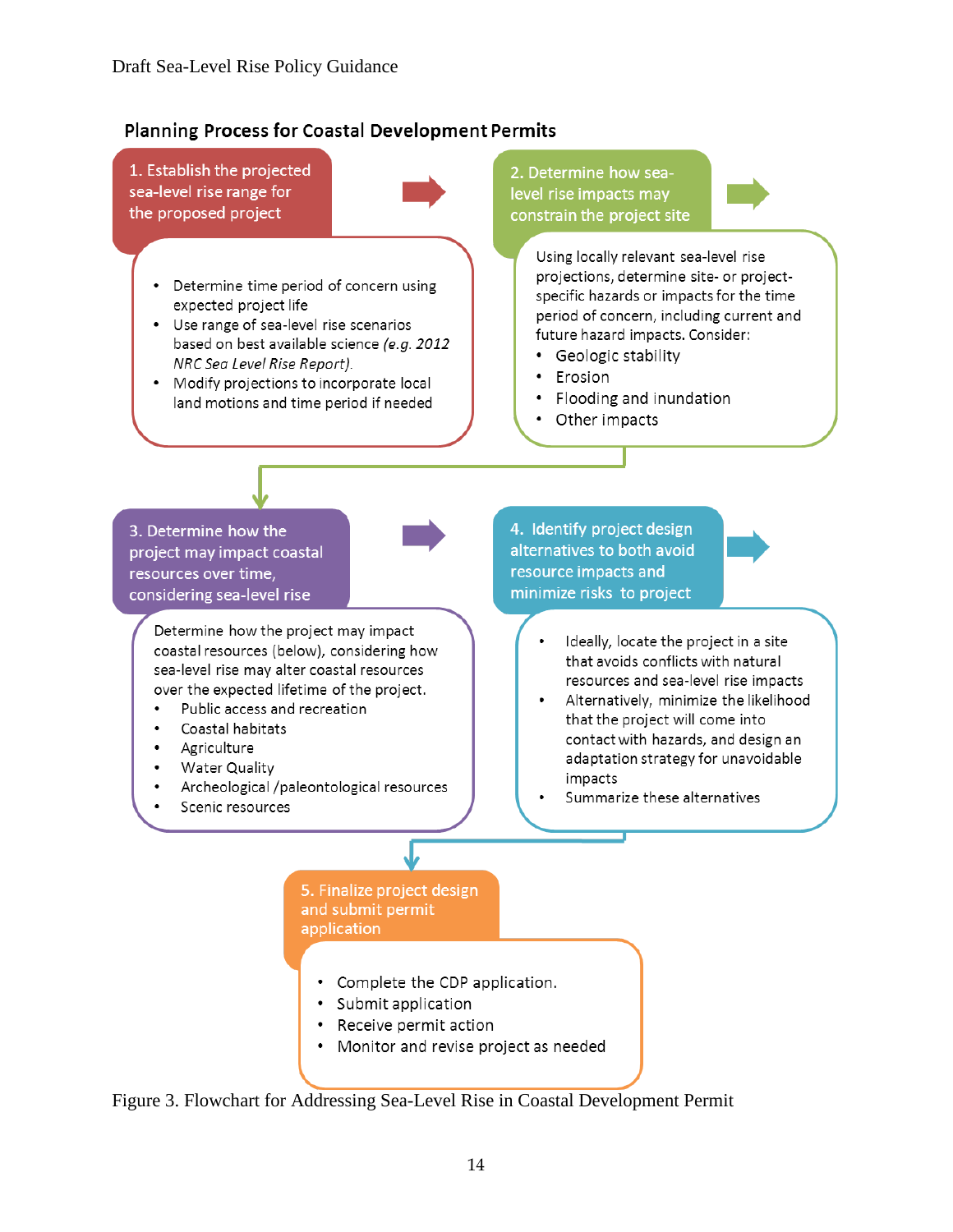## Planning Process for Coastal Development Permits

**1. Establish the projected sea-level rise range for the proposed project**

- Determine time period of concern using expected project life
- Use range of sea-level rise scenarios based on best available science *(e.g. 2012 NRC Sea Level Rise Report).*
- Modify projections to incorporate local land motions and time period if needed

**2. Determine how sea-level rise impacts may constrain the project site**

Using locally relevant sea-level rise projections, determine site- or project-specific hazards or impacts for the time period of concern, including current and future hazard impacts. Consider:

- Geologic stability
- Erosion
- Flooding and inundation
- Other impacts

**3. Determine how the project may impact coastal resources over time, considering sea-level rise**

Determine how the project may impact coastal resources (below), considering how sea-level rise may alter coastal resources over the expected lifetime of the project.

- Public access and recreation
- Coastal habitats
- Agriculture
- Water Quality
- Archeological /paleontological resources
- Scenic resources

**4. Identify project design alternatives to both avoid resource impacts and minimize risks to project**

- Ideally, locate the project in a site that avoids conflicts with natural resources and sea-level rise impacts
- Alternatively, minimize the likelihood that the project will come into contact with hazards, and design an adaptation strategy for unavoidable impacts
- Summarize these alternatives

**5. Finalize project design and submit permit application**

- Complete the CDP application.
- Submit application
- Receive permit action
- Monitor and revise project as needed

Figure 3. Flowchart for Addressing Sea-Level Rise in Coastal Development Permit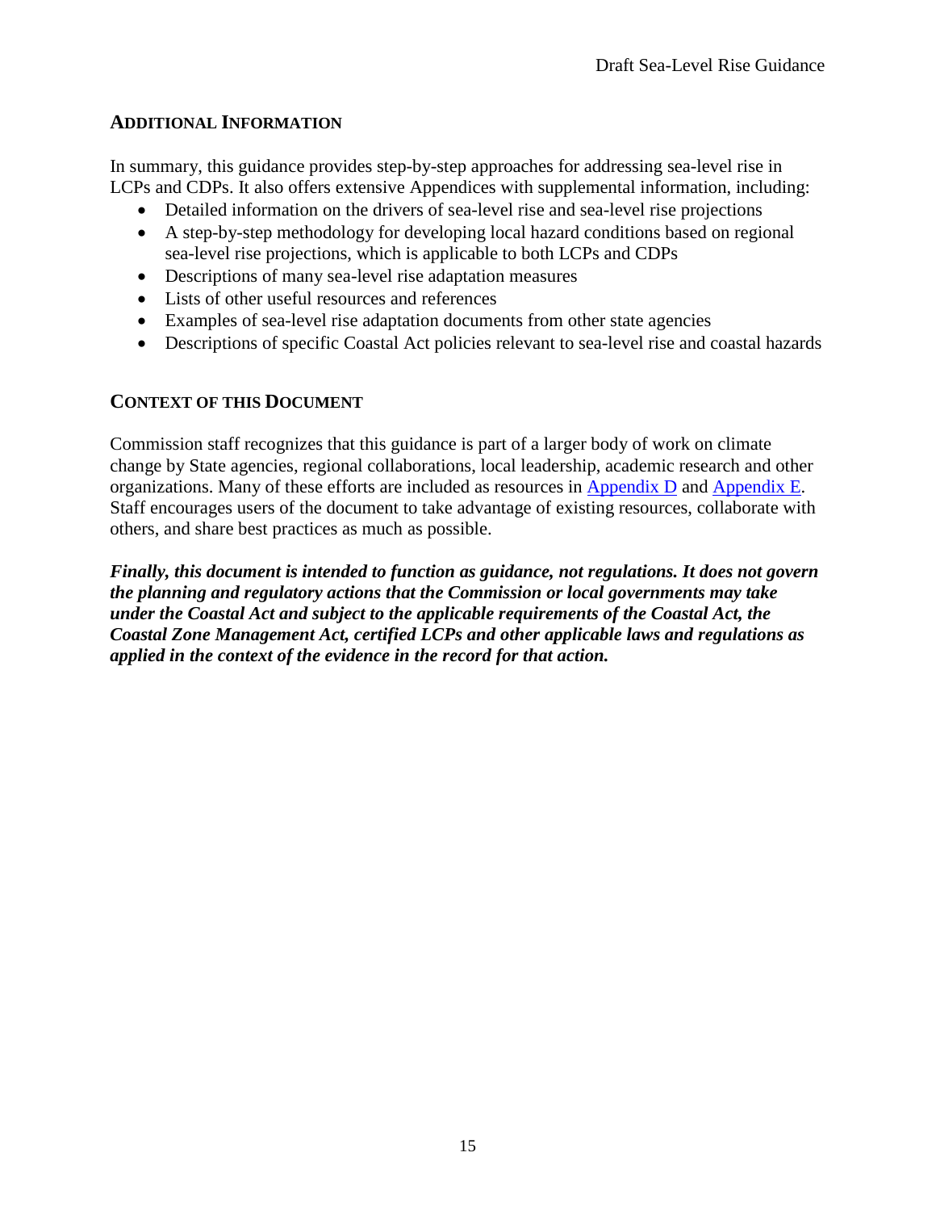## ADDITIONAL INFORMATION

In summary, this guidance provides step-by-step approaches for addressing sea-level rise in LCPs and CDPs. It also offers extensive Appendices with supplemental information, including:

- Detailed information on the drivers of sea-level rise and sea-level rise projections
- A step-by-step methodology for developing local hazard conditions based on regional sea-level rise projections, which is applicable to both LCPs and CDPs
- Descriptions of many sea-level rise adaptation measures
- Lists of other useful resources and references
- Examples of sea-level rise adaptation documents from other state agencies
- Descriptions of specific Coastal Act policies relevant to sea-level rise and coastal hazards

## CONTEXT OF THIS DOCUMENT

Commission staff recognizes that this guidance is part of a larger body of work on climate change by State agencies, regional collaborations, local leadership, academic research and other organizations. Many of these efforts are included as resources in Appendix D and Appendix E. Staff encourages users of the document to take advantage of existing resources, collaborate with others, and share best practices as much as possible.

***Finally, this document is intended to function as guidance, not regulations. It does not govern the planning and regulatory actions that the Commission or local governments may take under the Coastal Act and subject to the applicable requirements of the Coastal Act, the Coastal Zone Management Act, certified LCPs and other applicable laws and regulations as applied in the context of the evidence in the record for that action.***